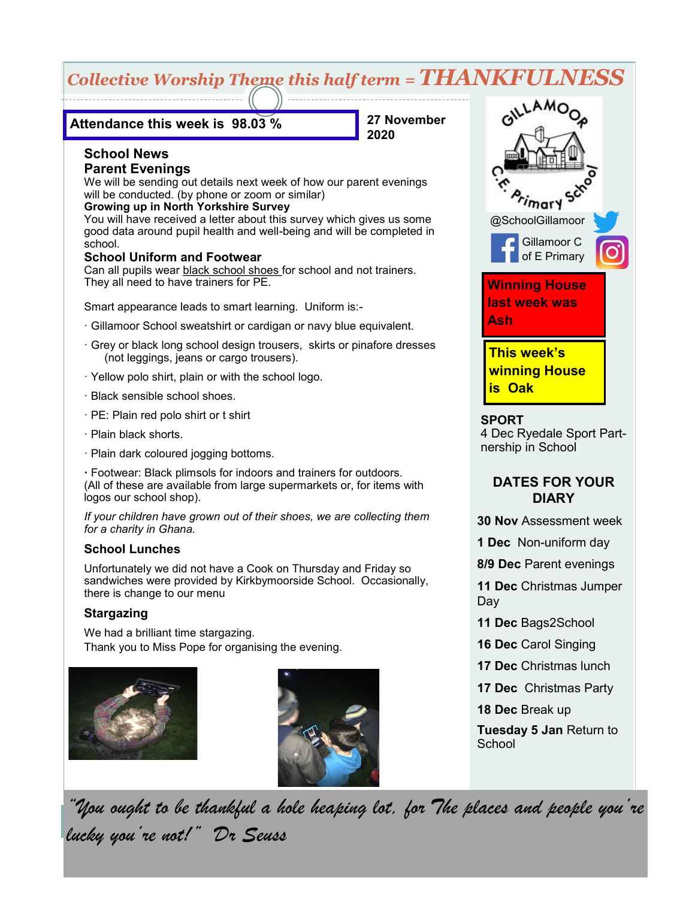## *Collective Worship Theme this half term = THANKFULNESS*

**Attendance this week is 98.03 %**

**27 November 2020**

### School News

### Parent Evenings

We will be sending out details next week of how our parent evenings will be conducted. (by phone or zoom or similar)

**Growing up in North Yorkshire Survey**

You will have received a letter about this survey which gives us some good data around pupil health and well-being and will be completed in school.

### School Uniform and Footwear

Can all pupils wear black school shoes for school and not trainers. They all need to have trainers for PE.

Smart appearance leads to smart learning. Uniform is:-

- Gillamoor School sweatshirt or cardigan or navy blue equivalent.
- Grey or black long school design trousers, skirts or pinafore dresses (not leggings, jeans or cargo trousers).
- Yellow polo shirt, plain or with the school logo.
- Black sensible school shoes.
- PE: Plain red polo shirt or t shirt
- Plain black shorts.
- Plain dark coloured jogging bottoms.
- Footwear: Black plimsols for indoors and trainers for outdoors.

(All of these are available from large supermarkets or, for items with logos our school shop).

*If your children have grown out of their shoes, we are collecting them for a charity in Ghana.*

### School Lunches

Unfortunately we did not have a Cook on Thursday and Friday so sandwiches were provided by Kirkbymoorside School. Occasionally, there is change to our menu

### Stargazing

We had a brilliant time stargazing.
Thank you to Miss Pope for organising the evening.

GILLAMOOR C.E. Primary School

@SchoolGillamoor

Gillamoor C of E Primary

**Winning House last week was Ash**

**This week's winning House is Oak**

### SPORT

4 Dec Ryedale Sport Partnership in School

### DATES FOR YOUR DIARY

**30 Nov** Assessment week

**1 Dec** Non-uniform day

**8/9 Dec** Parent evenings

**11 Dec** Christmas Jumper Day

**11 Dec** Bags2School

**16 Dec** Carol Singing

**17 Dec** Christmas lunch

**17 Dec** Christmas Party

**18 Dec** Break up

**Tuesday 5 Jan** Return to School

*"You ought to be thankful a hole heaping lot, for The places and people you're lucky you're not!" Dr Seuss*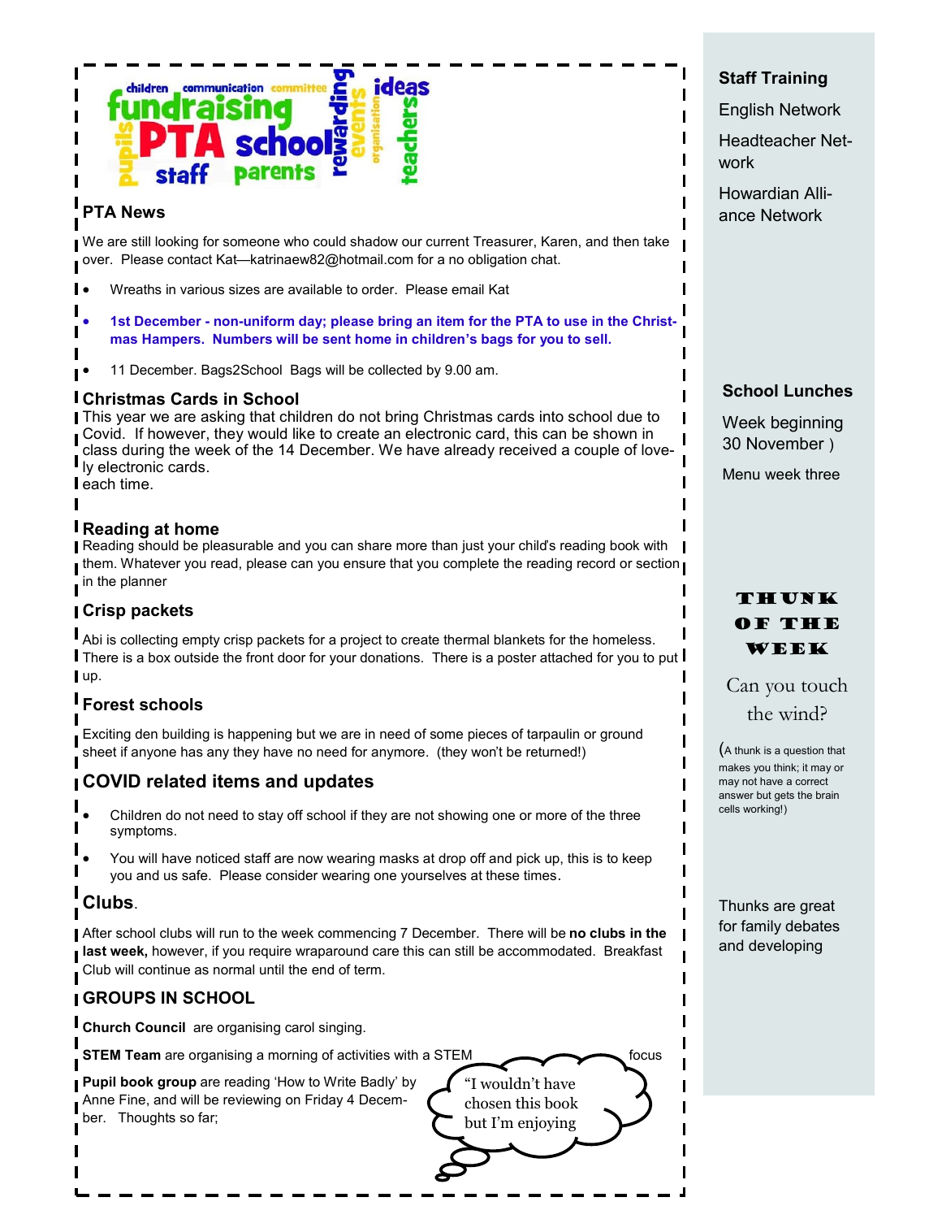## PTA News

We are still looking for someone who could shadow our current Treasurer, Karen, and then take over. Please contact Kat—katrinaew82@hotmail.com for a no obligation chat.

- Wreaths in various sizes are available to order. Please email Kat
- **1st December - non-uniform day; please bring an item for the PTA to use in the Christmas Hampers. Numbers will be sent home in children's bags for you to sell.**
- 11 December. Bags2School Bags will be collected by 9.00 am.

## Christmas Cards in School

This year we are asking that children do not bring Christmas cards into school due to Covid. If however, they would like to create an electronic card, this can be shown in class during the week of the 14 December. We have already received a couple of lovely electronic cards.
each time.

## Reading at home

Reading should be pleasurable and you can share more than just your child's reading book with them. Whatever you read, please can you ensure that you complete the reading record or section in the planner

## Crisp packets

Abi is collecting empty crisp packets for a project to create thermal blankets for the homeless. There is a box outside the front door for your donations. There is a poster attached for you to put up.

## Forest schools

Exciting den building is happening but we are in need of some pieces of tarpaulin or ground sheet if anyone has any they have no need for anymore. (they won't be returned!)

## COVID related items and updates

- Children do not need to stay off school if they are not showing one or more of the three symptoms.
- You will have noticed staff are now wearing masks at drop off and pick up, this is to keep you and us safe. Please consider wearing one yourselves at these times.

## Clubs.

After school clubs will run to the week commencing 7 December. There will be **no clubs in the last week,** however, if you require wraparound care this can still be accommodated. Breakfast Club will continue as normal until the end of term.

## GROUPS IN SCHOOL

**Church Council** are organising carol singing.

**STEM Team** are organising a morning of activities with a STEM focus

**Pupil book group** are reading 'How to Write Badly' by Anne Fine, and will be reviewing on Friday 4 December. Thoughts so far;

"I wouldn't have chosen this book but I'm enjoying

## Staff Training

English Network

Headteacher Network

Howardian Alliance Network

## School Lunches

Week beginning 30 November )

Menu week three

## THUNK OF THE WEEK

Can you touch the wind?

(A thunk is a question that makes you think; it may or may not have a correct answer but gets the brain cells working!)

Thunks are great for family debates and developing